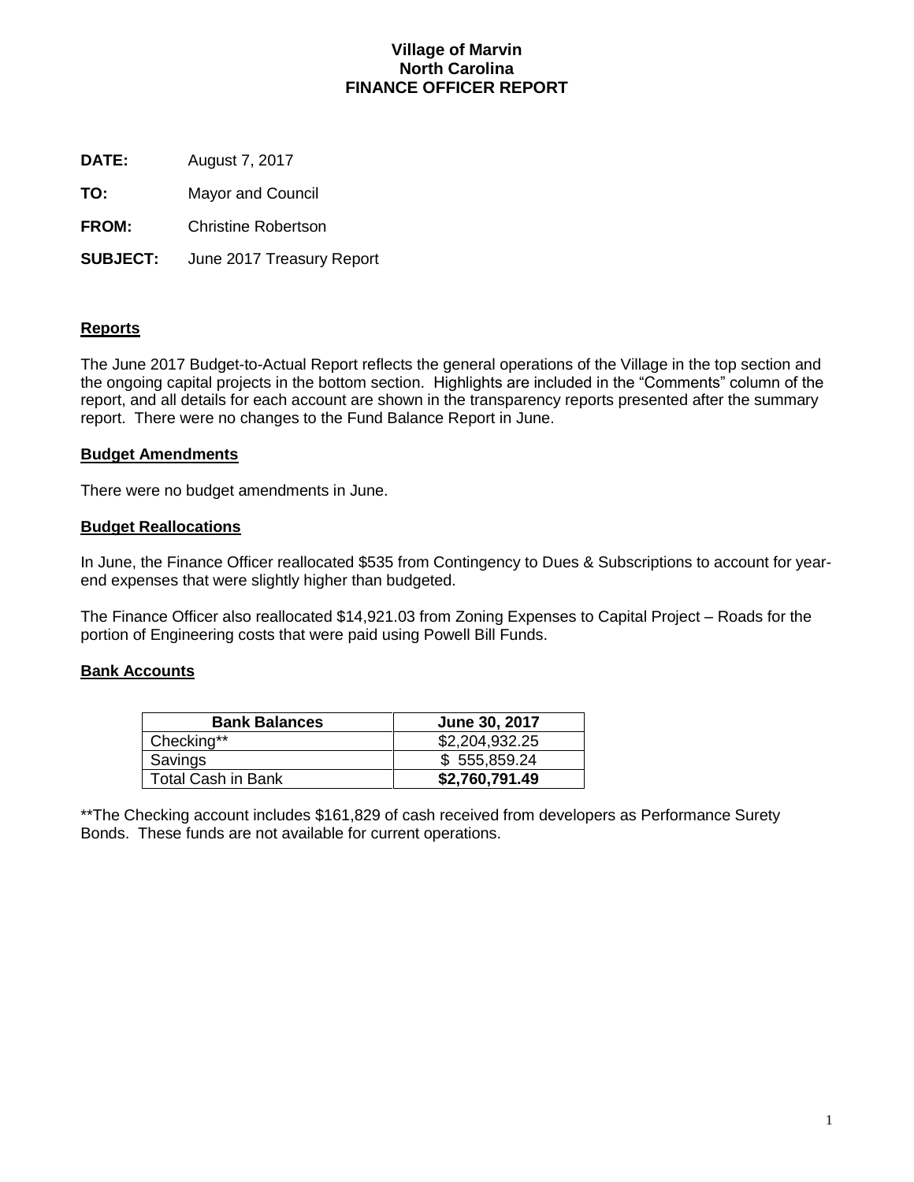# Village of Marvin
## North Carolina
## FINANCE OFFICER REPORT

**DATE:** August 7, 2017

**TO:** Mayor and Council

**FROM:** Christine Robertson

**SUBJECT:** June 2017 Treasury Report

### Reports

The June 2017 Budget-to-Actual Report reflects the general operations of the Village in the top section and the ongoing capital projects in the bottom section. Highlights are included in the "Comments" column of the report, and all details for each account are shown in the transparency reports presented after the summary report. There were no changes to the Fund Balance Report in June.

### Budget Amendments

There were no budget amendments in June.

### Budget Reallocations

In June, the Finance Officer reallocated $535 from Contingency to Dues & Subscriptions to account for year-end expenses that were slightly higher than budgeted.

The Finance Officer also reallocated $14,921.03 from Zoning Expenses to Capital Project – Roads for the portion of Engineering costs that were paid using Powell Bill Funds.

### Bank Accounts

| Bank Balances | June 30, 2017 |
|---|---|
| Checking** | $2,204,932.25 |
| Savings | $ 555,859.24 |
| Total Cash in Bank | **$2,760,791.49** |

**The Checking account includes $161,829 of cash received from developers as Performance Surety Bonds. These funds are not available for current operations.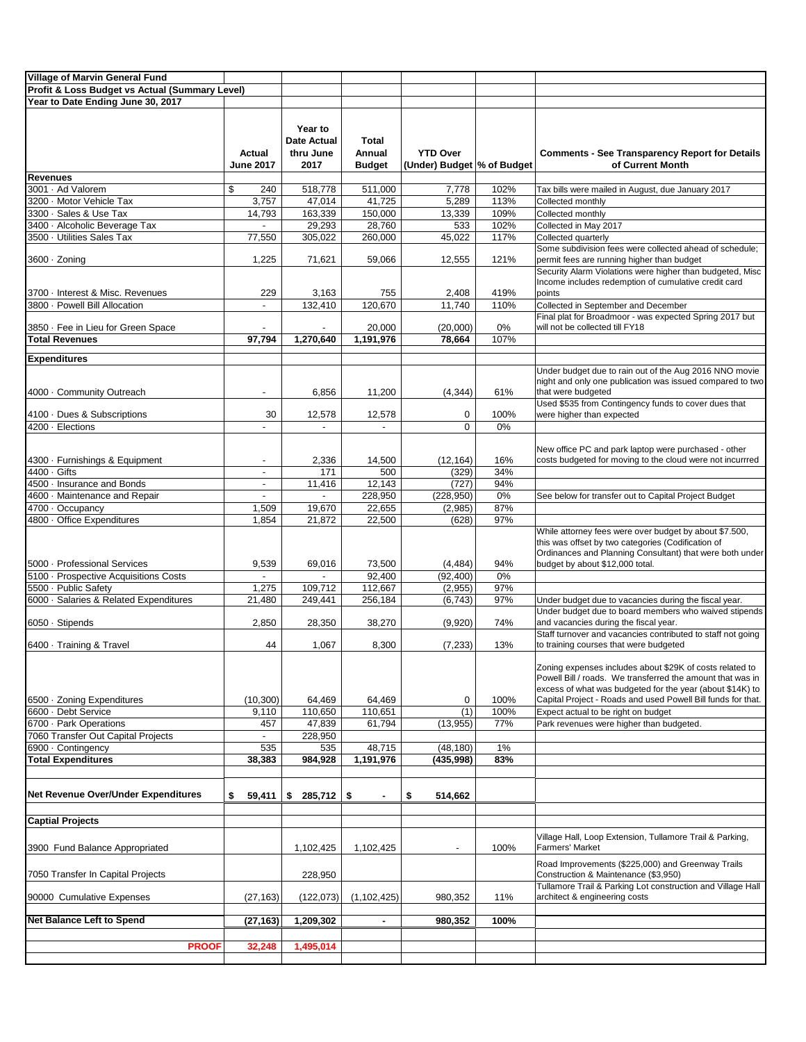**Village of Marvin General Fund**

**Profit & Loss Budget vs Actual (Summary Level)**

**Year to Date Ending June 30, 2017**

| | Actual June 2017 | Year to Date Actual thru June 2017 | Total Annual Budget | YTD Over (Under) Budget | % of Budget | Comments - See Transparency Report for Details of Current Month |
|---|---|---|---|---|---|---|
| **Revenues** | | | | | | |
| 3001 · Ad Valorem | $ 240 | 518,778 | 511,000 | 7,778 | 102% | Tax bills were mailed in August, due January 2017 |
| 3200 · Motor Vehicle Tax | 3,757 | 47,014 | 41,725 | 5,289 | 113% | Collected monthly |
| 3300 · Sales & Use Tax | 14,793 | 163,339 | 150,000 | 13,339 | 109% | Collected monthly |
| 3400 · Alcoholic Beverage Tax | - | 29,293 | 28,760 | 533 | 102% | Collected in May 2017 |
| 3500 · Utilities Sales Tax | 77,550 | 305,022 | 260,000 | 45,022 | 117% | Collected quarterly |
| 3600 · Zoning | 1,225 | 71,621 | 59,066 | 12,555 | 121% | Some subdivision fees were collected ahead of schedule; permit fees are running higher than budget |
| 3700 · Interest & Misc. Revenues | 229 | 3,163 | 755 | 2,408 | 419% | Security Alarm Violations were higher than budgeted, Misc Income includes redemption of cumulative credit card points |
| 3800 · Powell Bill Allocation | - | 132,410 | 120,670 | 11,740 | 110% | Collected in September and December |
| 3850 · Fee in Lieu for Green Space | - | - | 20,000 | (20,000) | 0% | Final plat for Broadmoor - was expected Spring 2017 but will not be collected till FY18 |
| **Total Revenues** | **97,794** | **1,270,640** | **1,191,976** | **78,664** | **107%** | |
| **Expenditures** | | | | | | |
| 4000 · Community Outreach | - | 6,856 | 11,200 | (4,344) | 61% | Under budget due to rain out of the Aug 2016 NNO movie night and only one publication was issued compared to two that were budgeted |
| 4100 · Dues & Subscriptions | 30 | 12,578 | 12,578 | 0 | 100% | Used $535 from Contingency funds to cover dues that were higher than expected |
| 4200 · Elections | - | - | - | 0 | 0% | |
| 4300 · Furnishings & Equipment | - | 2,336 | 14,500 | (12,164) | 16% | New office PC and park laptop were purchased - other costs budgeted for moving to the cloud were not incurrred |
| 4400 · Gifts | - | 171 | 500 | (329) | 34% | |
| 4500 · Insurance and Bonds | - | 11,416 | 12,143 | (727) | 94% | |
| 4600 · Maintenance and Repair | - | - | 228,950 | (228,950) | 0% | See below for transfer out to Capital Project Budget |
| 4700 · Occupancy | 1,509 | 19,670 | 22,655 | (2,985) | 87% | |
| 4800 · Office Expenditures | 1,854 | 21,872 | 22,500 | (628) | 97% | |
| 5000 · Professional Services | 9,539 | 69,016 | 73,500 | (4,484) | 94% | While attorney fees were over budget by about $7.500, this was offset by two categories (Codification of Ordinances and Planning Consultant) that were both under budget by about $12,000 total. |
| 5100 · Prospective Acquisitions Costs | - | - | 92,400 | (92,400) | 0% | |
| 5500 · Public Safety | 1,275 | 109,712 | 112,667 | (2,955) | 97% | |
| 6000 · Salaries & Related Expenditures | 21,480 | 249,441 | 256,184 | (6,743) | 97% | Under budget due to vacancies during the fiscal year. |
| 6050 · Stipends | 2,850 | 28,350 | 38,270 | (9,920) | 74% | Under budget due to board members who waived stipends and vacancies during the fiscal year. |
| 6400 · Training & Travel | 44 | 1,067 | 8,300 | (7,233) | 13% | Staff turnover and vacancies contributed to staff not going to training courses that were budgeted |
| 6500 · Zoning Expenditures | (10,300) | 64,469 | 64,469 | 0 | 100% | Zoning expenses includes about $29K of costs related to Powell Bill / roads. We transferred the amount that was in excess of what was budgeted for the year (about $14K) to Capital Project - Roads and used Powell Bill funds for that. |
| 6600 · Debt Service | 9,110 | 110,650 | 110,651 | (1) | 100% | Expect actual to be right on budget |
| 6700 · Park Operations | 457 | 47,839 | 61,794 | (13,955) | 77% | Park revenues were higher than budgeted. |
| 7060 Transfer Out Capital Projects | - | 228,950 | | | | |
| 6900 · Contingency | 535 | 535 | 48,715 | (48,180) | 1% | |
| **Total Expenditures** | **38,383** | **984,928** | **1,191,976** | **(435,998)** | **83%** | |
| **Net Revenue Over/Under Expenditures** | **$ 59,411** | **$ 285,712** | **$ -** | **$ 514,662** | | |
| **Captial Projects** | | | | | | |
| 3900 Fund Balance Appropriated | | 1,102,425 | 1,102,425 | - | 100% | Village Hall, Loop Extension, Tullamore Trail & Parking, Farmers' Market |
| 7050 Transfer In Capital Projects | | 228,950 | | | | Road Improvements ($225,000) and Greenway Trails Construction & Maintenance ($3,950) |
| 90000 Cumulative Expenses | (27,163) | (122,073) | (1,102,425) | 980,352 | 11% | Tullamore Trail & Parking Lot construction and Village Hall architect & engineering costs |
| **Net Balance Left to Spend** | **(27,163)** | **1,209,302** | **-** | **980,352** | **100%** | |
| **PROOF** | **32,248** | **1,495,014** | | | | |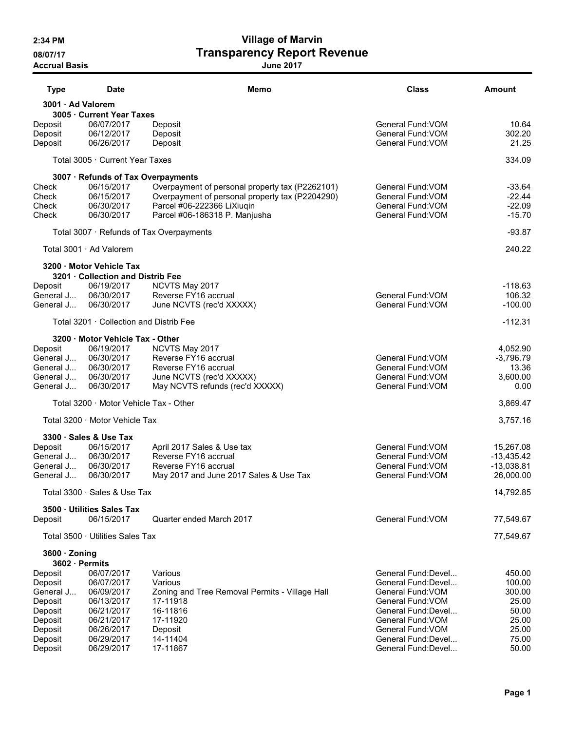**2:34 PM**
**08/07/17**
**Accrual Basis**

# Village of Marvin
## Transparency Report Revenue
**June 2017**

| Type | Date | Memo | Class | Amount |
|---|---|---|---|---|
| **3001 · Ad Valorem** | | | | |
| **3005 · Current Year Taxes** | | | | |
| Deposit | 06/07/2017 | Deposit | General Fund:VOM | 10.64 |
| Deposit | 06/12/2017 | Deposit | General Fund:VOM | 302.20 |
| Deposit | 06/26/2017 | Deposit | General Fund:VOM | 21.25 |
| Total 3005 · Current Year Taxes | | | | 334.09 |
| **3007 · Refunds of Tax Overpayments** | | | | |
| Check | 06/15/2017 | Overpayment of personal property tax (P2262101) | General Fund:VOM | -33.64 |
| Check | 06/15/2017 | Overpayment of personal property tax (P2204290) | General Fund:VOM | -22.44 |
| Check | 06/30/2017 | Parcel #06-222366 LiXiuqin | General Fund:VOM | -22.09 |
| Check | 06/30/2017 | Parcel #06-186318 P. Manjusha | General Fund:VOM | -15.70 |
| Total 3007 · Refunds of Tax Overpayments | | | | -93.87 |
| Total 3001 · Ad Valorem | | | | 240.22 |
| **3200 · Motor Vehicle Tax** | | | | |
| **3201 · Collection and Distrib Fee** | | | | |
| Deposit | 06/19/2017 | NCVTS May 2017 | | -118.63 |
| General J... | 06/30/2017 | Reverse FY16 accrual | General Fund:VOM | 106.32 |
| General J... | 06/30/2017 | June NCVTS (rec'd XXXXX) | General Fund:VOM | -100.00 |
| Total 3201 · Collection and Distrib Fee | | | | -112.31 |
| **3200 · Motor Vehicle Tax - Other** | | | | |
| Deposit | 06/19/2017 | NCVTS May 2017 | | 4,052.90 |
| General J... | 06/30/2017 | Reverse FY16 accrual | General Fund:VOM | -3,796.79 |
| General J... | 06/30/2017 | Reverse FY16 accrual | General Fund:VOM | 13.36 |
| General J... | 06/30/2017 | June NCVTS (rec'd XXXXX) | General Fund:VOM | 3,600.00 |
| General J... | 06/30/2017 | May NCVTS refunds (rec'd XXXXX) | General Fund:VOM | 0.00 |
| Total 3200 · Motor Vehicle Tax - Other | | | | 3,869.47 |
| Total 3200 · Motor Vehicle Tax | | | | 3,757.16 |
| **3300 · Sales & Use Tax** | | | | |
| Deposit | 06/15/2017 | April 2017 Sales & Use tax | General Fund:VOM | 15,267.08 |
| General J... | 06/30/2017 | Reverse FY16 accrual | General Fund:VOM | -13,435.42 |
| General J... | 06/30/2017 | Reverse FY16 accrual | General Fund:VOM | -13,038.81 |
| General J... | 06/30/2017 | May 2017 and June 2017 Sales & Use Tax | General Fund:VOM | 26,000.00 |
| Total 3300 · Sales & Use Tax | | | | 14,792.85 |
| **3500 · Utilities Sales Tax** | | | | |
| Deposit | 06/15/2017 | Quarter ended March 2017 | General Fund:VOM | 77,549.67 |
| Total 3500 · Utilities Sales Tax | | | | 77,549.67 |
| **3600 · Zoning** | | | | |
| **3602 · Permits** | | | | |
| Deposit | 06/07/2017 | Various | General Fund:Devel... | 450.00 |
| Deposit | 06/07/2017 | Various | General Fund:Devel... | 100.00 |
| General J... | 06/09/2017 | Zoning and Tree Removal Permits - Village Hall | General Fund:VOM | 300.00 |
| Deposit | 06/13/2017 | 17-11918 | General Fund:VOM | 25.00 |
| Deposit | 06/21/2017 | 16-11816 | General Fund:Devel... | 50.00 |
| Deposit | 06/21/2017 | 17-11920 | General Fund:VOM | 25.00 |
| Deposit | 06/26/2017 | Deposit | General Fund:VOM | 25.00 |
| Deposit | 06/29/2017 | 14-11404 | General Fund:Devel... | 75.00 |
| Deposit | 06/29/2017 | 17-11867 | General Fund:Devel... | 50.00 |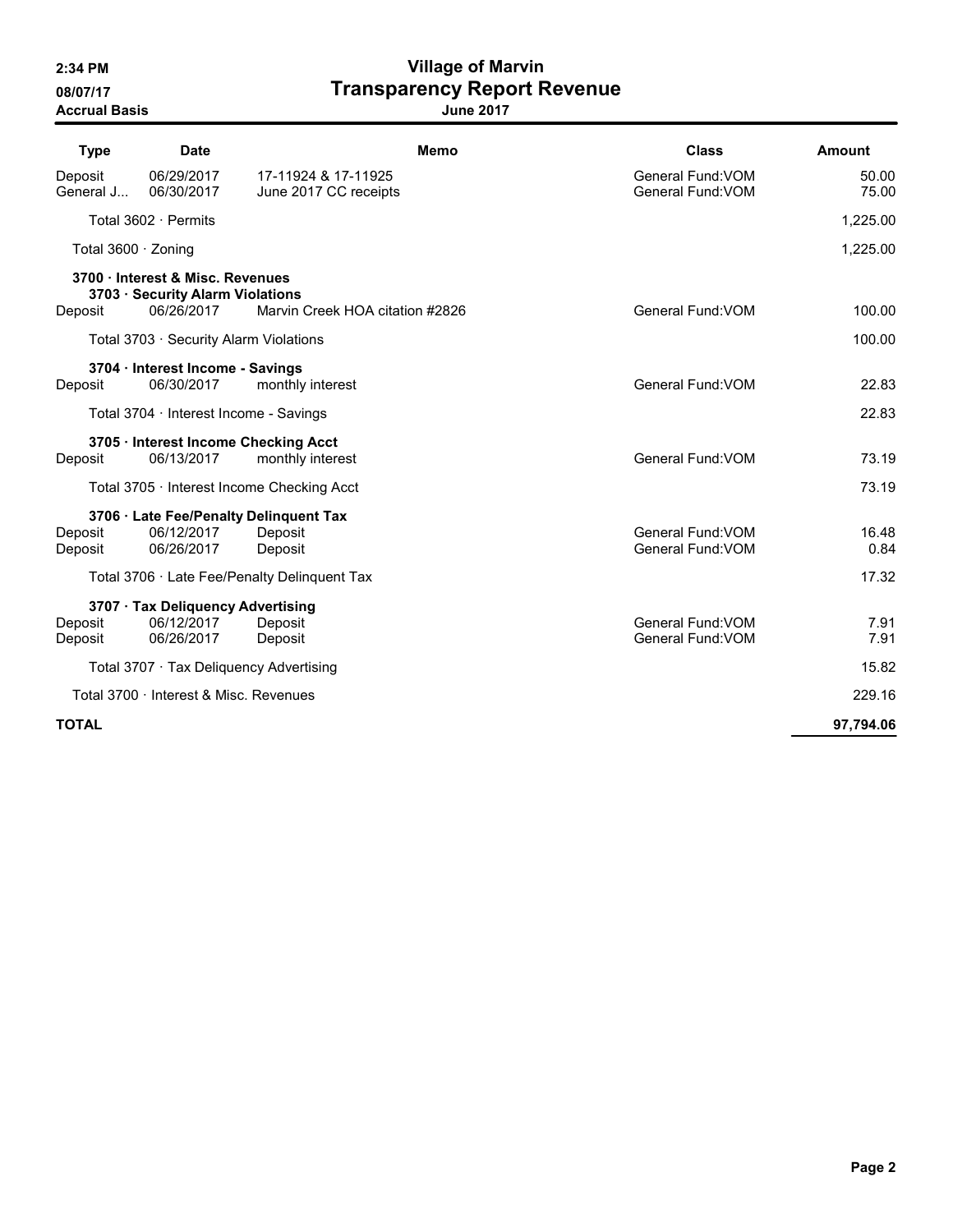# Village of Marvin
## Transparency Report Revenue
### June 2017

**2:34 PM**
**08/07/17**
**Accrual Basis**

| Type | Date | Memo | Class | Amount |
|---|---|---|---|---|
| Deposit | 06/29/2017 | 17-11924 & 17-11925 | General Fund:VOM | 50.00 |
| General J... | 06/30/2017 | June 2017 CC receipts | General Fund:VOM | 75.00 |
| Total 3602 · Permits | | | | 1,225.00 |
| Total 3600 · Zoning | | | | 1,225.00 |
| **3700 · Interest & Misc. Revenues** | | | | |
| **3703 · Security Alarm Violations** | | | | |
| Deposit | 06/26/2017 | Marvin Creek HOA citation #2826 | General Fund:VOM | 100.00 |
| Total 3703 · Security Alarm Violations | | | | 100.00 |
| **3704 · Interest Income - Savings** | | | | |
| Deposit | 06/30/2017 | monthly interest | General Fund:VOM | 22.83 |
| Total 3704 · Interest Income - Savings | | | | 22.83 |
| **3705 · Interest Income Checking Acct** | | | | |
| Deposit | 06/13/2017 | monthly interest | General Fund:VOM | 73.19 |
| Total 3705 · Interest Income Checking Acct | | | | 73.19 |
| **3706 · Late Fee/Penalty Delinquent Tax** | | | | |
| Deposit | 06/12/2017 | Deposit | General Fund:VOM | 16.48 |
| Deposit | 06/26/2017 | Deposit | General Fund:VOM | 0.84 |
| Total 3706 · Late Fee/Penalty Delinquent Tax | | | | 17.32 |
| **3707 · Tax Deliquency Advertising** | | | | |
| Deposit | 06/12/2017 | Deposit | General Fund:VOM | 7.91 |
| Deposit | 06/26/2017 | Deposit | General Fund:VOM | 7.91 |
| Total 3707 · Tax Deliquency Advertising | | | | 15.82 |
| Total 3700 · Interest & Misc. Revenues | | | | 229.16 |
| **TOTAL** | | | | **97,794.06** |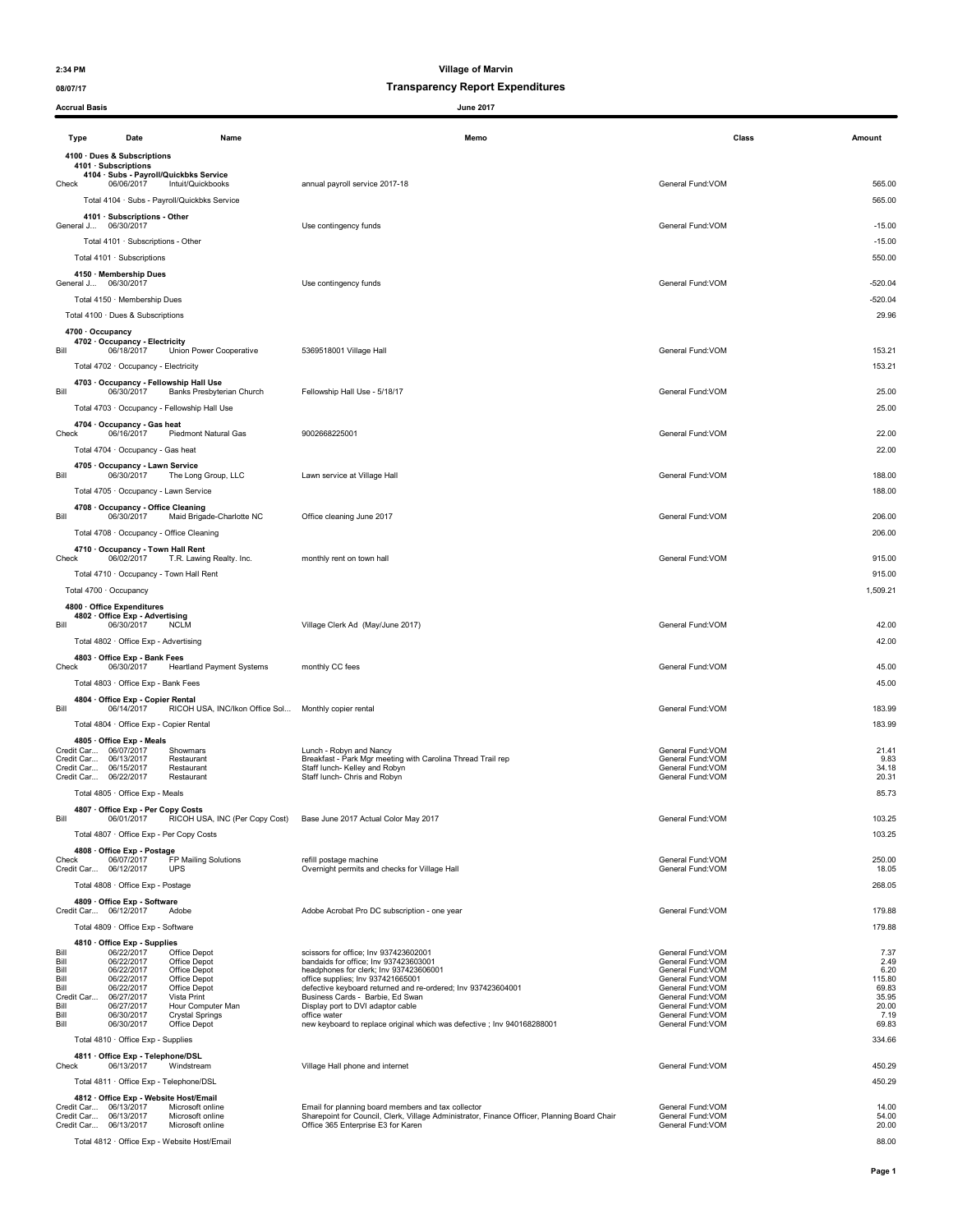# Village of Marvin

## Transparency Report Expenditures

**Accrual Basis** — **June 2017**

| Type | Date | Name | Memo | Class | Amount |
|---|---|---|---|---|---|
| **4100 · Dues & Subscriptions** | | | | | |
| **4101 · Subscriptions** | | | | | |
| **4104 · Subs - Payroll/Quickbks Service** | | | | | |
| Check | 06/06/2017 | Intuit/Quickbooks | annual payroll service 2017-18 | General Fund:VOM | 565.00 |
| Total 4104 · Subs - Payroll/Quickbks Service | | | | | 565.00 |
| **4101 · Subscriptions - Other** | | | | | |
| General J... | 06/30/2017 | | Use contingency funds | General Fund:VOM | -15.00 |
| Total 4101 · Subscriptions - Other | | | | | -15.00 |
| Total 4101 · Subscriptions | | | | | 550.00 |
| **4150 · Membership Dues** | | | | | |
| General J... | 06/30/2017 | | Use contingency funds | General Fund:VOM | -520.04 |
| Total 4150 · Membership Dues | | | | | -520.04 |
| Total 4100 · Dues & Subscriptions | | | | | 29.96 |
| **4700 · Occupancy** | | | | | |
| **4702 · Occupancy - Electricity** | | | | | |
| Bill | 06/18/2017 | Union Power Cooperative | 5369518001 Village Hall | General Fund:VOM | 153.21 |
| Total 4702 · Occupancy - Electricity | | | | | 153.21 |
| **4703 · Occupancy - Fellowship Hall Use** | | | | | |
| Bill | 06/30/2017 | Banks Presbyterian Church | Fellowship Hall Use - 5/18/17 | General Fund:VOM | 25.00 |
| Total 4703 · Occupancy - Fellowship Hall Use | | | | | 25.00 |
| **4704 · Occupancy - Gas heat** | | | | | |
| Check | 06/16/2017 | Piedmont Natural Gas | 9002668225001 | General Fund:VOM | 22.00 |
| Total 4704 · Occupancy - Gas heat | | | | | 22.00 |
| **4705 · Occupancy - Lawn Service** | | | | | |
| Bill | 06/30/2017 | The Long Group, LLC | Lawn service at Village Hall | General Fund:VOM | 188.00 |
| Total 4705 · Occupancy - Lawn Service | | | | | 188.00 |
| **4708 · Occupancy - Office Cleaning** | | | | | |
| Bill | 06/30/2017 | Maid Brigade-Charlotte NC | Office cleaning June 2017 | General Fund:VOM | 206.00 |
| Total 4708 · Occupancy - Office Cleaning | | | | | 206.00 |
| **4710 · Occupancy - Town Hall Rent** | | | | | |
| Check | 06/02/2017 | T.R. Lawing Realty. Inc. | monthly rent on town hall | General Fund:VOM | 915.00 |
| Total 4710 · Occupancy - Town Hall Rent | | | | | 915.00 |
| Total 4700 · Occupancy | | | | | 1,509.21 |
| **4800 · Office Expenditures** | | | | | |
| **4802 · Office Exp - Advertising** | | | | | |
| Bill | 06/30/2017 | NCLM | Village Clerk Ad (May/June 2017) | General Fund:VOM | 42.00 |
| Total 4802 · Office Exp - Advertising | | | | | 42.00 |
| **4803 · Office Exp - Bank Fees** | | | | | |
| Check | 06/30/2017 | Heartland Payment Systems | monthly CC fees | General Fund:VOM | 45.00 |
| Total 4803 · Office Exp - Bank Fees | | | | | 45.00 |
| **4804 · Office Exp - Copier Rental** | | | | | |
| Bill | 06/14/2017 | RICOH USA, INC/Ikon Office Sol... | Monthly copier rental | General Fund:VOM | 183.99 |
| Total 4804 · Office Exp - Copier Rental | | | | | 183.99 |
| **4805 · Office Exp - Meals** | | | | | |
| Credit Car... | 06/07/2017 | Showmars | Lunch - Robyn and Nancy | General Fund:VOM | 21.41 |
| Credit Car... | 06/13/2017 | Restaurant | Breakfast - Park Mgr meeting with Carolina Thread Trail rep | General Fund:VOM | 9.83 |
| Credit Car... | 06/15/2017 | Restaurant | Staff lunch- Kelley and Robyn | General Fund:VOM | 34.18 |
| Credit Car... | 06/22/2017 | Restaurant | Staff lunch- Chris and Robyn | General Fund:VOM | 20.31 |
| Total 4805 · Office Exp - Meals | | | | | 85.73 |
| **4807 · Office Exp - Per Copy Costs** | | | | | |
| Bill | 06/01/2017 | RICOH USA, INC (Per Copy Cost) | Base June 2017 Actual Color May 2017 | General Fund:VOM | 103.25 |
| Total 4807 · Office Exp - Per Copy Costs | | | | | 103.25 |
| **4808 · Office Exp - Postage** | | | | | |
| Check | 06/07/2017 | FP Mailing Solutions | refill postage machine | General Fund:VOM | 250.00 |
| Credit Car... | 06/12/2017 | UPS | Overnight permits and checks for Village Hall | General Fund:VOM | 18.05 |
| Total 4808 · Office Exp - Postage | | | | | 268.05 |
| **4809 · Office Exp - Software** | | | | | |
| Credit Car... | 06/12/2017 | Adobe | Adobe Acrobat Pro DC subscription - one year | General Fund:VOM | 179.88 |
| Total 4809 · Office Exp - Software | | | | | 179.88 |
| **4810 · Office Exp - Supplies** | | | | | |
| Bill | 06/22/2017 | Office Depot | scissors for office; Inv 937423602001 | General Fund:VOM | 7.37 |
| Bill | 06/22/2017 | Office Depot | bandaids for office; Inv 937423603001 | General Fund:VOM | 2.49 |
| Bill | 06/22/2017 | Office Depot | headphones for clerk; Inv 937423606001 | General Fund:VOM | 6.20 |
| Bill | 06/22/2017 | Office Depot | office supplies; Inv 937421665001 | General Fund:VOM | 115.80 |
| Bill | 06/22/2017 | Office Depot | defective keyboard returned and re-ordered; Inv 937423604001 | General Fund:VOM | 69.83 |
| Credit Car... | 06/27/2017 | Vista Print | Business Cards - Barbie, Ed Swan | General Fund:VOM | 35.95 |
| Bill | 06/27/2017 | Hour Computer Man | Display port to DVI adaptor cable | General Fund:VOM | 20.00 |
| Bill | 06/30/2017 | Crystal Springs | office water | General Fund:VOM | 7.19 |
| Bill | 06/30/2017 | Office Depot | new keyboard to replace original which was defective ; Inv 940168288001 | General Fund:VOM | 69.83 |
| Total 4810 · Office Exp - Supplies | | | | | 334.66 |
| **4811 · Office Exp - Telephone/DSL** | | | | | |
| Check | 06/13/2017 | Windstream | Village Hall phone and internet | General Fund:VOM | 450.29 |
| Total 4811 · Office Exp - Telephone/DSL | | | | | 450.29 |
| **4812 · Office Exp - Website Host/Email** | | | | | |
| Credit Car... | 06/13/2017 | Microsoft online | Email for planning board members and tax collector | General Fund:VOM | 14.00 |
| Credit Car... | 06/13/2017 | Microsoft online | Sharepoint for Council, Clerk, Village Administrator, Finance Officer, Planning Board Chair | General Fund:VOM | 54.00 |
| Credit Car... | 06/13/2017 | Microsoft online | Office 365 Enterprise E3 for Karen | General Fund:VOM | 20.00 |
| Total 4812 · Office Exp - Website Host/Email | | | | | 88.00 |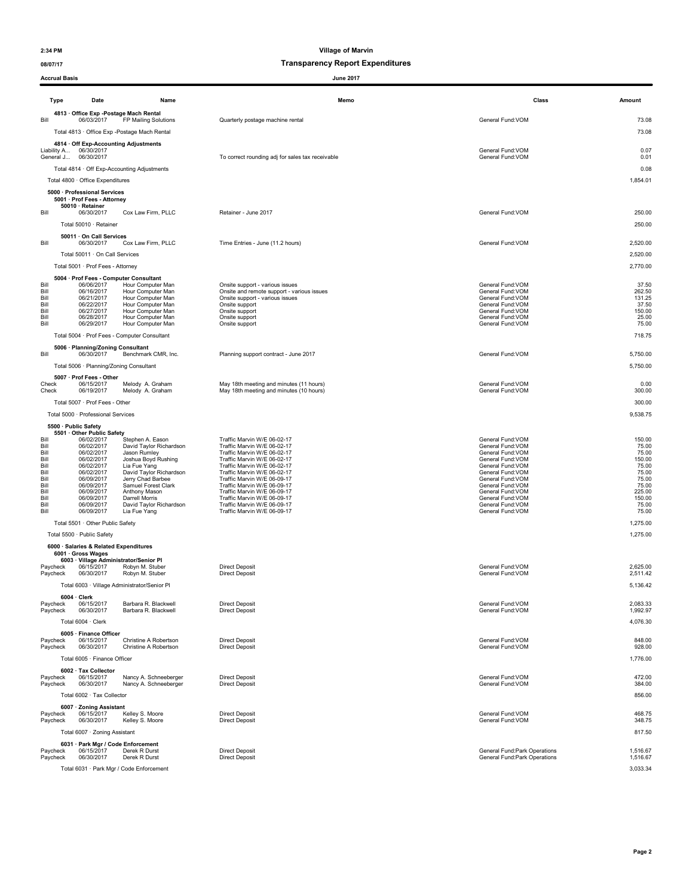**Village of Marvin**
**Transparency Report Expenditures**
**June 2017**

2:34 PM
08/07/17
Accrual Basis

| Type | Date | Name | Memo | Class | Amount |
|---|---|---|---|---|---|
| **4813 · Office Exp -Postage Mach Rental** | | | | | |
| Bill | 06/03/2017 | FP Mailing Solutions | Quarterly postage machine rental | General Fund:VOM | 73.08 |
| Total 4813 · Office Exp -Postage Mach Rental | | | | | 73.08 |
| **4814 · Off Exp-Accounting Adjustments** | | | | | |
| Liability A... | 06/30/2017 | | | General Fund:VOM | 0.07 |
| General J... | 06/30/2017 | | To correct rounding adj for sales tax receivable | General Fund:VOM | 0.01 |
| Total 4814 · Off Exp-Accounting Adjustments | | | | | 0.08 |
| Total 4800 · Office Expenditures | | | | | 1,854.01 |
| **5000 · Professional Services** | | | | | |
| **5001 · Prof Fees - Attorney** | | | | | |
| **50010 · Retainer** | | | | | |
| Bill | 06/30/2017 | Cox Law Firm, PLLC | Retainer - June 2017 | General Fund:VOM | 250.00 |
| Total 50010 · Retainer | | | | | 250.00 |
| **50011 · On Call Services** | | | | | |
| Bill | 06/30/2017 | Cox Law Firm, PLLC | Time Entries - June (11.2 hours) | General Fund:VOM | 2,520.00 |
| Total 50011 · On Call Services | | | | | 2,520.00 |
| Total 5001 · Prof Fees - Attorney | | | | | 2,770.00 |
| **5004 · Prof Fees - Computer Consultant** | | | | | |
| Bill | 06/06/2017 | Hour Computer Man | Onsite support - various issues | General Fund:VOM | 37.50 |
| Bill | 06/16/2017 | Hour Computer Man | Onsite and remote support - various issues | General Fund:VOM | 262.50 |
| Bill | 06/21/2017 | Hour Computer Man | Onsite support - various issues | General Fund:VOM | 131.25 |
| Bill | 06/22/2017 | Hour Computer Man | Onsite support | General Fund:VOM | 37.50 |
| Bill | 06/27/2017 | Hour Computer Man | Onsite support | General Fund:VOM | 150.00 |
| Bill | 06/28/2017 | Hour Computer Man | Onsite support | General Fund:VOM | 25.00 |
| Bill | 06/29/2017 | Hour Computer Man | Onsite support | General Fund:VOM | 75.00 |
| Total 5004 · Prof Fees - Computer Consultant | | | | | 718.75 |
| **5006 · Planning/Zoning Consultant** | | | | | |
| Bill | 06/30/2017 | Benchmark CMR, Inc. | Planning support contract - June 2017 | General Fund:VOM | 5,750.00 |
| Total 5006 · Planning/Zoning Consultant | | | | | 5,750.00 |
| **5007 · Prof Fees - Other** | | | | | |
| Check | 06/15/2017 | Melody A. Graham | May 18th meeting and minutes (11 hours) | General Fund:VOM | 0.00 |
| Check | 06/19/2017 | Melody A. Graham | May 18th meeting and minutes (10 hours) | General Fund:VOM | 300.00 |
| Total 5007 · Prof Fees - Other | | | | | 300.00 |
| Total 5000 · Professional Services | | | | | 9,538.75 |
| **5500 · Public Safety** | | | | | |
| **5501 · Other Public Safety** | | | | | |
| Bill | 06/02/2017 | Stephen A. Eason | Traffic Marvin W/E 06-02-17 | General Fund:VOM | 150.00 |
| Bill | 06/02/2017 | David Taylor Richardson | Traffic Marvin W/E 06-02-17 | General Fund:VOM | 75.00 |
| Bill | 06/02/2017 | Jason Rumley | Traffic Marvin W/E 06-02-17 | General Fund:VOM | 75.00 |
| Bill | 06/02/2017 | Joshua Boyd Rushing | Traffic Marvin W/E 06-02-17 | General Fund:VOM | 150.00 |
| Bill | 06/02/2017 | Lia Fue Yang | Traffic Marvin W/E 06-02-17 | General Fund:VOM | 75.00 |
| Bill | 06/02/2017 | David Taylor Richardson | Traffic Marvin W/E 06-02-17 | General Fund:VOM | 75.00 |
| Bill | 06/09/2017 | Jerry Chad Barbee | Traffic Marvin W/E 06-09-17 | General Fund:VOM | 75.00 |
| Bill | 06/09/2017 | Samuel Forest Clark | Traffic Marvin W/E 06-09-17 | General Fund:VOM | 75.00 |
| Bill | 06/09/2017 | Anthony Mason | Traffic Marvin W/E 06-09-17 | General Fund:VOM | 225.00 |
| Bill | 06/09/2017 | Darrell Morris | Traffic Marvin W/E 06-09-17 | General Fund:VOM | 150.00 |
| Bill | 06/09/2017 | David Taylor Richardson | Traffic Marvin W/E 06-09-17 | General Fund:VOM | 75.00 |
| Bill | 06/09/2017 | Lia Fue Yang | Traffic Marvin W/E 06-09-17 | General Fund:VOM | 75.00 |
| Total 5501 · Other Public Safety | | | | | 1,275.00 |
| Total 5500 · Public Safety | | | | | 1,275.00 |
| **6000 · Salaries & Related Expenditures** | | | | | |
| **6001 · Gross Wages** | | | | | |
| **6003 · Village Administrator/Senior Pl** | | | | | |
| Paycheck | 06/15/2017 | Robyn M. Stuber | Direct Deposit | General Fund:VOM | 2,625.00 |
| Paycheck | 06/30/2017 | Robyn M. Stuber | Direct Deposit | General Fund:VOM | 2,511.42 |
| Total 6003 · Village Administrator/Senior Pl | | | | | 5,136.42 |
| **6004 · Clerk** | | | | | |
| Paycheck | 06/15/2017 | Barbara R. Blackwell | Direct Deposit | General Fund:VOM | 2,083.33 |
| Paycheck | 06/30/2017 | Barbara R. Blackwell | Direct Deposit | General Fund:VOM | 1,992.97 |
| Total 6004 · Clerk | | | | | 4,076.30 |
| **6005 · Finance Officer** | | | | | |
| Paycheck | 06/15/2017 | Christine A Robertson | Direct Deposit | General Fund:VOM | 848.00 |
| Paycheck | 06/30/2017 | Christine A Robertson | Direct Deposit | General Fund:VOM | 928.00 |
| Total 6005 · Finance Officer | | | | | 1,776.00 |
| **6002 · Tax Collector** | | | | | |
| Paycheck | 06/15/2017 | Nancy A. Schneeberger | Direct Deposit | General Fund:VOM | 472.00 |
| Paycheck | 06/30/2017 | Nancy A. Schneeberger | Direct Deposit | General Fund:VOM | 384.00 |
| Total 6002 · Tax Collector | | | | | 856.00 |
| **6007 · Zoning Assistant** | | | | | |
| Paycheck | 06/15/2017 | Kelley S. Moore | Direct Deposit | General Fund:VOM | 468.75 |
| Paycheck | 06/30/2017 | Kelley S. Moore | Direct Deposit | General Fund:VOM | 348.75 |
| Total 6007 · Zoning Assistant | | | | | 817.50 |
| **6031 · Park Mgr / Code Enforcement** | | | | | |
| Paycheck | 06/15/2017 | Derek R Durst | Direct Deposit | General Fund:Park Operations | 1,516.67 |
| Paycheck | 06/30/2017 | Derek R Durst | Direct Deposit | General Fund:Park Operations | 1,516.67 |
| Total 6031 · Park Mgr / Code Enforcement | | | | | 3,033.34 |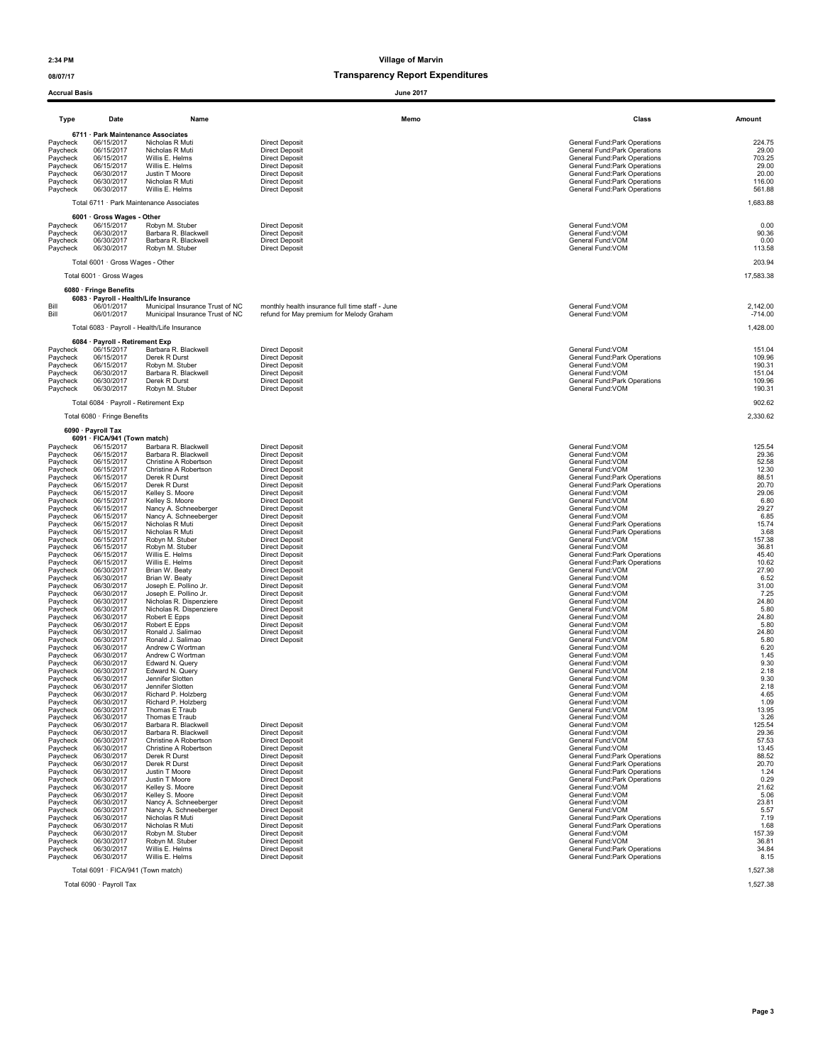**2:34 PM** **Village of Marvin**

**08/07/17** **Transparency Report Expenditures**

**Accrual Basis** **June 2017**

| Type | Date | Name | Memo | Class | Amount |
|---|---|---|---|---|---|
| **6711 · Park Maintenance Associates** | | | | | |
| Paycheck | 06/15/2017 | Nicholas R Muti | Direct Deposit | General Fund:Park Operations | 224.75 |
| Paycheck | 06/15/2017 | Nicholas R Muti | Direct Deposit | General Fund:Park Operations | 29.00 |
| Paycheck | 06/15/2017 | Willis E. Helms | Direct Deposit | General Fund:Park Operations | 703.25 |
| Paycheck | 06/15/2017 | Willis E. Helms | Direct Deposit | General Fund:Park Operations | 29.00 |
| Paycheck | 06/30/2017 | Justin T Moore | Direct Deposit | General Fund:Park Operations | 20.00 |
| Paycheck | 06/30/2017 | Nicholas R Muti | Direct Deposit | General Fund:Park Operations | 116.00 |
| Paycheck | 06/30/2017 | Willis E. Helms | Direct Deposit | General Fund:Park Operations | 561.88 |
| Total 6711 · Park Maintenance Associates | | | | | 1,683.88 |
| **6001 · Gross Wages - Other** | | | | | |
| Paycheck | 06/15/2017 | Robyn M. Stuber | Direct Deposit | General Fund:VOM | 0.00 |
| Paycheck | 06/30/2017 | Barbara R. Blackwell | Direct Deposit | General Fund:VOM | 90.36 |
| Paycheck | 06/30/2017 | Barbara R. Blackwell | Direct Deposit | General Fund:VOM | 0.00 |
| Paycheck | 06/30/2017 | Robyn M. Stuber | Direct Deposit | General Fund:VOM | 113.58 |
| Total 6001 · Gross Wages - Other | | | | | 203.94 |
| Total 6001 · Gross Wages | | | | | 17,583.38 |
| **6080 · Fringe Benefits** | | | | | |
| **6083 · Payroll - Health/Life Insurance** | | | | | |
| Bill | 06/01/2017 | Municipal Insurance Trust of NC | monthly health insurance full time staff - June | General Fund:VOM | 2,142.00 |
| Bill | 06/01/2017 | Municipal Insurance Trust of NC | refund for May premium for Melody Graham | General Fund:VOM | -714.00 |
| Total 6083 · Payroll - Health/Life Insurance | | | | | 1,428.00 |
| **6084 · Payroll - Retirement Exp** | | | | | |
| Paycheck | 06/15/2017 | Barbara R. Blackwell | Direct Deposit | General Fund:VOM | 151.04 |
| Paycheck | 06/15/2017 | Derek R Durst | Direct Deposit | General Fund:Park Operations | 109.96 |
| Paycheck | 06/15/2017 | Robyn M. Stuber | Direct Deposit | General Fund:VOM | 190.31 |
| Paycheck | 06/30/2017 | Barbara R. Blackwell | Direct Deposit | General Fund:VOM | 151.04 |
| Paycheck | 06/30/2017 | Derek R Durst | Direct Deposit | General Fund:Park Operations | 109.96 |
| Paycheck | 06/30/2017 | Robyn M. Stuber | Direct Deposit | General Fund:VOM | 190.31 |
| Total 6084 · Payroll - Retirement Exp | | | | | 902.62 |
| Total 6080 · Fringe Benefits | | | | | 2,330.62 |
| **6090 · Payroll Tax** | | | | | |
| **6091 · FICA/941 (Town match)** | | | | | |
| Paycheck | 06/15/2017 | Barbara R. Blackwell | Direct Deposit | General Fund:VOM | 125.54 |
| Paycheck | 06/15/2017 | Barbara R. Blackwell | Direct Deposit | General Fund:VOM | 29.36 |
| Paycheck | 06/15/2017 | Christine A Robertson | Direct Deposit | General Fund:VOM | 52.58 |
| Paycheck | 06/15/2017 | Christine A Robertson | Direct Deposit | General Fund:VOM | 12.30 |
| Paycheck | 06/15/2017 | Derek R Durst | Direct Deposit | General Fund:Park Operations | 88.51 |
| Paycheck | 06/15/2017 | Derek R Durst | Direct Deposit | General Fund:Park Operations | 20.70 |
| Paycheck | 06/15/2017 | Kelley S. Moore | Direct Deposit | General Fund:VOM | 29.06 |
| Paycheck | 06/15/2017 | Kelley S. Moore | Direct Deposit | General Fund:VOM | 6.80 |
| Paycheck | 06/15/2017 | Nancy A. Schneeberger | Direct Deposit | General Fund:VOM | 29.27 |
| Paycheck | 06/15/2017 | Nancy A. Schneeberger | Direct Deposit | General Fund:VOM | 6.85 |
| Paycheck | 06/15/2017 | Nicholas R Muti | Direct Deposit | General Fund:Park Operations | 15.74 |
| Paycheck | 06/15/2017 | Nicholas R Muti | Direct Deposit | General Fund:Park Operations | 3.68 |
| Paycheck | 06/15/2017 | Robyn M. Stuber | Direct Deposit | General Fund:VOM | 157.38 |
| Paycheck | 06/15/2017 | Robyn M. Stuber | Direct Deposit | General Fund:VOM | 36.81 |
| Paycheck | 06/15/2017 | Willis E. Helms | Direct Deposit | General Fund:Park Operations | 45.40 |
| Paycheck | 06/15/2017 | Willis E. Helms | Direct Deposit | General Fund:Park Operations | 10.62 |
| Paycheck | 06/30/2017 | Brian W. Beaty | Direct Deposit | General Fund:VOM | 27.90 |
| Paycheck | 06/30/2017 | Brian W. Beaty | Direct Deposit | General Fund:VOM | 6.52 |
| Paycheck | 06/30/2017 | Joseph E. Pollino Jr. | Direct Deposit | General Fund:VOM | 31.00 |
| Paycheck | 06/30/2017 | Joseph E. Pollino Jr. | Direct Deposit | General Fund:VOM | 7.25 |
| Paycheck | 06/30/2017 | Nicholas R. Dispenziere | Direct Deposit | General Fund:VOM | 24.80 |
| Paycheck | 06/30/2017 | Nicholas R. Dispenziere | Direct Deposit | General Fund:VOM | 5.80 |
| Paycheck | 06/30/2017 | Robert E Epps | Direct Deposit | General Fund:VOM | 24.80 |
| Paycheck | 06/30/2017 | Robert E Epps | Direct Deposit | General Fund:VOM | 5.80 |
| Paycheck | 06/30/2017 | Ronald J. Salimao | Direct Deposit | General Fund:VOM | 24.80 |
| Paycheck | 06/30/2017 | Ronald J. Salimao | Direct Deposit | General Fund:VOM | 5.80 |
| Paycheck | 06/30/2017 | Andrew C Wortman | | General Fund:VOM | 6.20 |
| Paycheck | 06/30/2017 | Andrew C Wortman | | General Fund:VOM | 1.45 |
| Paycheck | 06/30/2017 | Edward N. Query | | General Fund:VOM | 9.30 |
| Paycheck | 06/30/2017 | Edward N. Query | | General Fund:VOM | 2.18 |
| Paycheck | 06/30/2017 | Jennifer Slotten | | General Fund:VOM | 9.30 |
| Paycheck | 06/30/2017 | Jennifer Slotten | | General Fund:VOM | 2.18 |
| Paycheck | 06/30/2017 | Richard P. Holzberg | | General Fund:VOM | 4.65 |
| Paycheck | 06/30/2017 | Richard P. Holzberg | | General Fund:VOM | 1.09 |
| Paycheck | 06/30/2017 | Thomas E Traub | | General Fund:VOM | 13.95 |
| Paycheck | 06/30/2017 | Thomas E Traub | | General Fund:VOM | 3.26 |
| Paycheck | 06/30/2017 | Barbara R. Blackwell | Direct Deposit | General Fund:VOM | 125.54 |
| Paycheck | 06/30/2017 | Barbara R. Blackwell | Direct Deposit | General Fund:VOM | 29.36 |
| Paycheck | 06/30/2017 | Christine A Robertson | Direct Deposit | General Fund:VOM | 57.53 |
| Paycheck | 06/30/2017 | Christine A Robertson | Direct Deposit | General Fund:VOM | 13.45 |
| Paycheck | 06/30/2017 | Derek R Durst | Direct Deposit | General Fund:Park Operations | 88.52 |
| Paycheck | 06/30/2017 | Derek R Durst | Direct Deposit | General Fund:Park Operations | 20.70 |
| Paycheck | 06/30/2017 | Justin T Moore | Direct Deposit | General Fund:Park Operations | 1.24 |
| Paycheck | 06/30/2017 | Justin T Moore | Direct Deposit | General Fund:Park Operations | 0.29 |
| Paycheck | 06/30/2017 | Kelley S. Moore | Direct Deposit | General Fund:VOM | 21.62 |
| Paycheck | 06/30/2017 | Kelley S. Moore | Direct Deposit | General Fund:VOM | 5.06 |
| Paycheck | 06/30/2017 | Nancy A. Schneeberger | Direct Deposit | General Fund:VOM | 23.81 |
| Paycheck | 06/30/2017 | Nancy A. Schneeberger | Direct Deposit | General Fund:VOM | 5.57 |
| Paycheck | 06/30/2017 | Nicholas R Muti | Direct Deposit | General Fund:Park Operations | 7.19 |
| Paycheck | 06/30/2017 | Nicholas R Muti | Direct Deposit | General Fund:Park Operations | 1.68 |
| Paycheck | 06/30/2017 | Robyn M. Stuber | Direct Deposit | General Fund:VOM | 157.39 |
| Paycheck | 06/30/2017 | Robyn M. Stuber | Direct Deposit | General Fund:VOM | 36.81 |
| Paycheck | 06/30/2017 | Willis E. Helms | Direct Deposit | General Fund:Park Operations | 34.84 |
| Paycheck | 06/30/2017 | Willis E. Helms | Direct Deposit | General Fund:Park Operations | 8.15 |
| Total 6091 · FICA/941 (Town match) | | | | | 1,527.38 |
| Total 6090 · Payroll Tax | | | | | 1,527.38 |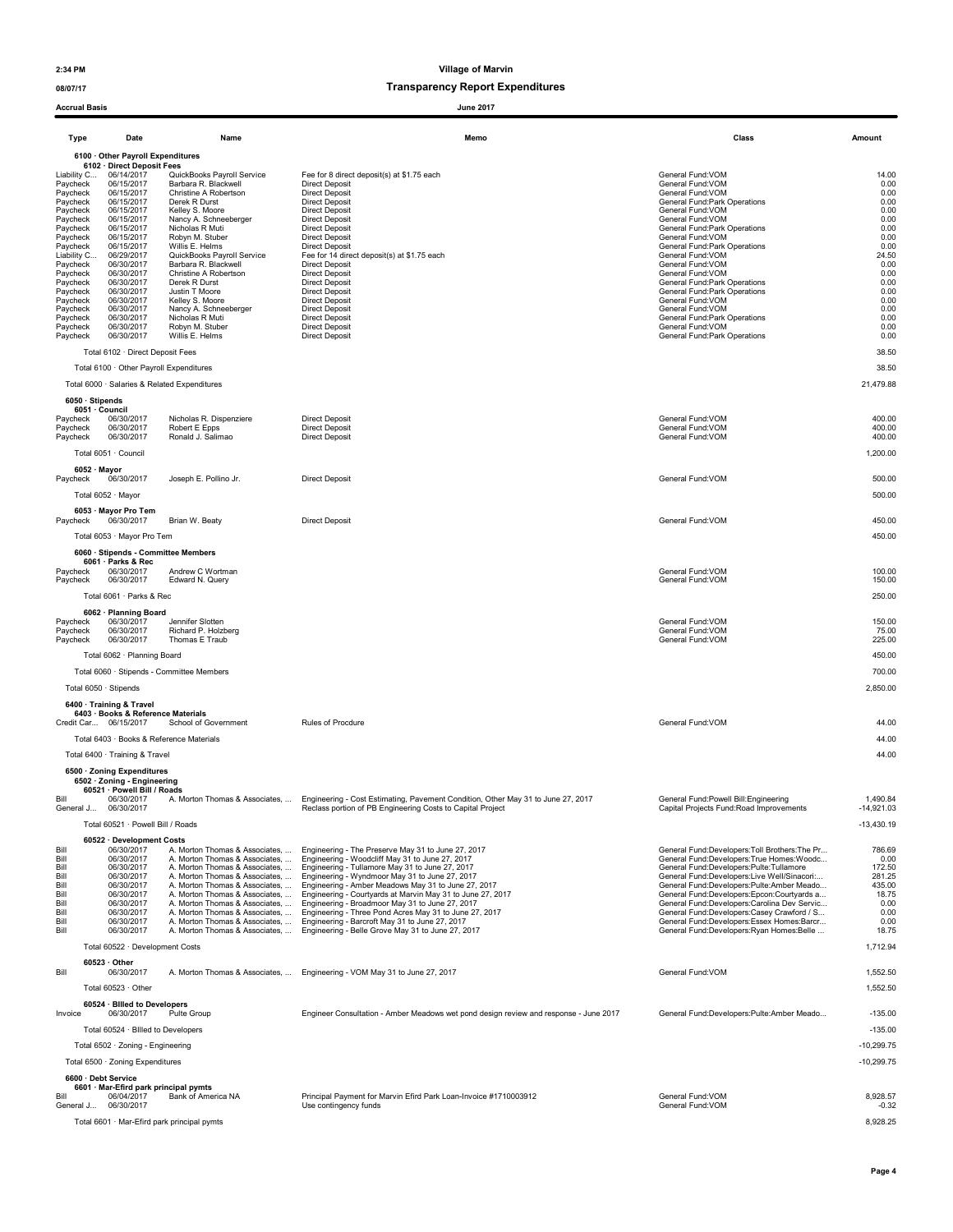**Village of Marvin**

**Transparency Report Expenditures**

**Accrual Basis** — **June 2017**

| Type | Date | Name | Memo | Class | Amount |
|---|---|---|---|---|---|
| **6100 · Other Payroll Expenditures** | | | | | |
| **6102 · Direct Deposit Fees** | | | | | |
| Liability C... | 06/14/2017 | QuickBooks Payroll Service | Fee for 8 direct deposit(s) at $1.75 each | General Fund:VOM | 14.00 |
| Paycheck | 06/15/2017 | Barbara R. Blackwell | Direct Deposit | General Fund:VOM | 0.00 |
| Paycheck | 06/15/2017 | Christine A Robertson | Direct Deposit | General Fund:VOM | 0.00 |
| Paycheck | 06/15/2017 | Derek R Durst | Direct Deposit | General Fund:Park Operations | 0.00 |
| Paycheck | 06/15/2017 | Kelley S. Moore | Direct Deposit | General Fund:VOM | 0.00 |
| Paycheck | 06/15/2017 | Nancy A. Schneeberger | Direct Deposit | General Fund:VOM | 0.00 |
| Paycheck | 06/15/2017 | Nicholas R Muti | Direct Deposit | General Fund:Park Operations | 0.00 |
| Paycheck | 06/15/2017 | Robyn M. Stuber | Direct Deposit | General Fund:VOM | 0.00 |
| Paycheck | 06/15/2017 | Willis E. Helms | Direct Deposit | General Fund:Park Operations | 0.00 |
| Liability C... | 06/29/2017 | QuickBooks Payroll Service | Fee for 14 direct deposit(s) at $1.75 each | General Fund:VOM | 24.50 |
| Paycheck | 06/30/2017 | Barbara R. Blackwell | Direct Deposit | General Fund:VOM | 0.00 |
| Paycheck | 06/30/2017 | Christine A Robertson | Direct Deposit | General Fund:VOM | 0.00 |
| Paycheck | 06/30/2017 | Derek R Durst | Direct Deposit | General Fund:Park Operations | 0.00 |
| Paycheck | 06/30/2017 | Justin T Moore | Direct Deposit | General Fund:Park Operations | 0.00 |
| Paycheck | 06/30/2017 | Kelley S. Moore | Direct Deposit | General Fund:VOM | 0.00 |
| Paycheck | 06/30/2017 | Nancy A. Schneeberger | Direct Deposit | General Fund:VOM | 0.00 |
| Paycheck | 06/30/2017 | Nicholas R Muti | Direct Deposit | General Fund:Park Operations | 0.00 |
| Paycheck | 06/30/2017 | Robyn M. Stuber | Direct Deposit | General Fund:VOM | 0.00 |
| Paycheck | 06/30/2017 | Willis E. Helms | Direct Deposit | General Fund:Park Operations | 0.00 |
| Total 6102 · Direct Deposit Fees | | | | | 38.50 |
| Total 6100 · Other Payroll Expenditures | | | | | 38.50 |
| Total 6000 · Salaries & Related Expenditures | | | | | 21,479.88 |
| **6050 · Stipends** | | | | | |
| **6051 · Council** | | | | | |
| Paycheck | 06/30/2017 | Nicholas R. Dispenziere | Direct Deposit | General Fund:VOM | 400.00 |
| Paycheck | 06/30/2017 | Robert E Epps | Direct Deposit | General Fund:VOM | 400.00 |
| Paycheck | 06/30/2017 | Ronald J. Salimao | Direct Deposit | General Fund:VOM | 400.00 |
| Total 6051 · Council | | | | | 1,200.00 |
| **6052 · Mayor** | | | | | |
| Paycheck | 06/30/2017 | Joseph E. Pollino Jr. | Direct Deposit | General Fund:VOM | 500.00 |
| Total 6052 · Mayor | | | | | 500.00 |
| **6053 · Mayor Pro Tem** | | | | | |
| Paycheck | 06/30/2017 | Brian W. Beaty | Direct Deposit | General Fund:VOM | 450.00 |
| Total 6053 · Mayor Pro Tem | | | | | 450.00 |
| **6060 · Stipends - Committee Members** | | | | | |
| **6061 · Parks & Rec** | | | | | |
| Paycheck | 06/30/2017 | Andrew C Wortman | | General Fund:VOM | 100.00 |
| Paycheck | 06/30/2017 | Edward N. Query | | General Fund:VOM | 150.00 |
| Total 6061 · Parks & Rec | | | | | 250.00 |
| **6062 · Planning Board** | | | | | |
| Paycheck | 06/30/2017 | Jennifer Slotten | | General Fund:VOM | 150.00 |
| Paycheck | 06/30/2017 | Richard P. Holzberg | | General Fund:VOM | 75.00 |
| Paycheck | 06/30/2017 | Thomas E Traub | | General Fund:VOM | 225.00 |
| Total 6062 · Planning Board | | | | | 450.00 |
| Total 6060 · Stipends - Committee Members | | | | | 700.00 |
| Total 6050 · Stipends | | | | | 2,850.00 |
| **6400 · Training & Travel** | | | | | |
| **6403 · Books & Reference Materials** | | | | | |
| Credit Car... | 06/15/2017 | School of Government | Rules of Procdure | General Fund:VOM | 44.00 |
| Total 6403 · Books & Reference Materials | | | | | 44.00 |
| Total 6400 · Training & Travel | | | | | 44.00 |
| **6500 · Zoning Expenditures** | | | | | |
| **6502 · Zoning - Engineering** | | | | | |
| **60521 · Powell Bill / Roads** | | | | | |
| Bill | 06/30/2017 | A. Morton Thomas & Associates, ... | Engineering - Cost Estimating, Pavement Condition, Other May 31 to June 27, 2017 | General Fund:Powell Bill:Engineering | 1,490.84 |
| General J... | 06/30/2017 | | Reclass portion of PB Engineering Costs to Capital Project | Capital Projects Fund:Road Improvements | -14,921.03 |
| Total 60521 · Powell Bill / Roads | | | | | -13,430.19 |
| **60522 · Development Costs** | | | | | |
| Bill | 06/30/2017 | A. Morton Thomas & Associates, ... | Engineering - The Preserve May 31 to June 27, 2017 | General Fund:Developers:Toll Brothers:The Pr... | 786.69 |
| Bill | 06/30/2017 | A. Morton Thomas & Associates, ... | Engineering - Woodcliff May 31 to June 27, 2017 | General Fund:Developers:True Homes:Woodc... | 0.00 |
| Bill | 06/30/2017 | A. Morton Thomas & Associates, ... | Engineering - Tullamore May 31 to June 27, 2017 | General Fund:Developers:Pulte:Tullamore | 172.50 |
| Bill | 06/30/2017 | A. Morton Thomas & Associates, ... | Engineering - Wyndmoor May 31 to June 27, 2017 | General Fund:Developers:Live Well/Sinacori:... | 281.25 |
| Bill | 06/30/2017 | A. Morton Thomas & Associates, ... | Engineering - Amber Meadows May 31 to June 27, 2017 | General Fund:Developers:Pulte:Amber Meado... | 435.00 |
| Bill | 06/30/2017 | A. Morton Thomas & Associates, ... | Engineering - Courtyards at Marvin May 31 to June 27, 2017 | General Fund:Developers:Epcon:Courtyards a... | 18.75 |
| Bill | 06/30/2017 | A. Morton Thomas & Associates, ... | Engineering - Broadmoor May 31 to June 27, 2017 | General Fund:Developers:Carolina Dev Servic... | 0.00 |
| Bill | 06/30/2017 | A. Morton Thomas & Associates, ... | Engineering - Three Pond Acres May 31 to June 27, 2017 | General Fund:Developers:Casey Crawford / S... | 0.00 |
| Bill | 06/30/2017 | A. Morton Thomas & Associates, ... | Engineering - Barcroft May 31 to June 27, 2017 | General Fund:Developers:Essex Homes:Barcr... | 0.00 |
| Bill | 06/30/2017 | A. Morton Thomas & Associates, ... | Engineering - Belle Grove May 31 to June 27, 2017 | General Fund:Developers:Ryan Homes:Belle ... | 18.75 |
| Total 60522 · Development Costs | | | | | 1,712.94 |
| **60523 · Other** | | | | | |
| Bill | 06/30/2017 | A. Morton Thomas & Associates, ... | Engineering - VOM May 31 to June 27, 2017 | General Fund:VOM | 1,552.50 |
| Total 60523 · Other | | | | | 1,552.50 |
| **60524 · Billed to Developers** | | | | | |
| Invoice | 06/30/2017 | Pulte Group | Engineer Consultation - Amber Meadows wet pond design review and response - June 2017 | General Fund:Developers:Pulte:Amber Meado... | -135.00 |
| Total 60524 · Billed to Developers | | | | | -135.00 |
| Total 6502 · Zoning - Engineering | | | | | -10,299.75 |
| Total 6500 · Zoning Expenditures | | | | | -10,299.75 |
| **6600 · Debt Service** | | | | | |
| **6601 · Mar-Efird park principal pymts** | | | | | |
| Bill | 06/04/2017 | Bank of America NA | Principal Payment for Marvin Efird Park Loan-Invoice #1710003912 | General Fund:VOM | 8,928.57 |
| General J... | 06/30/2017 | | Use contingency funds | General Fund:VOM | -0.32 |
| Total 6601 · Mar-Efird park principal pymts | | | | | 8,928.25 |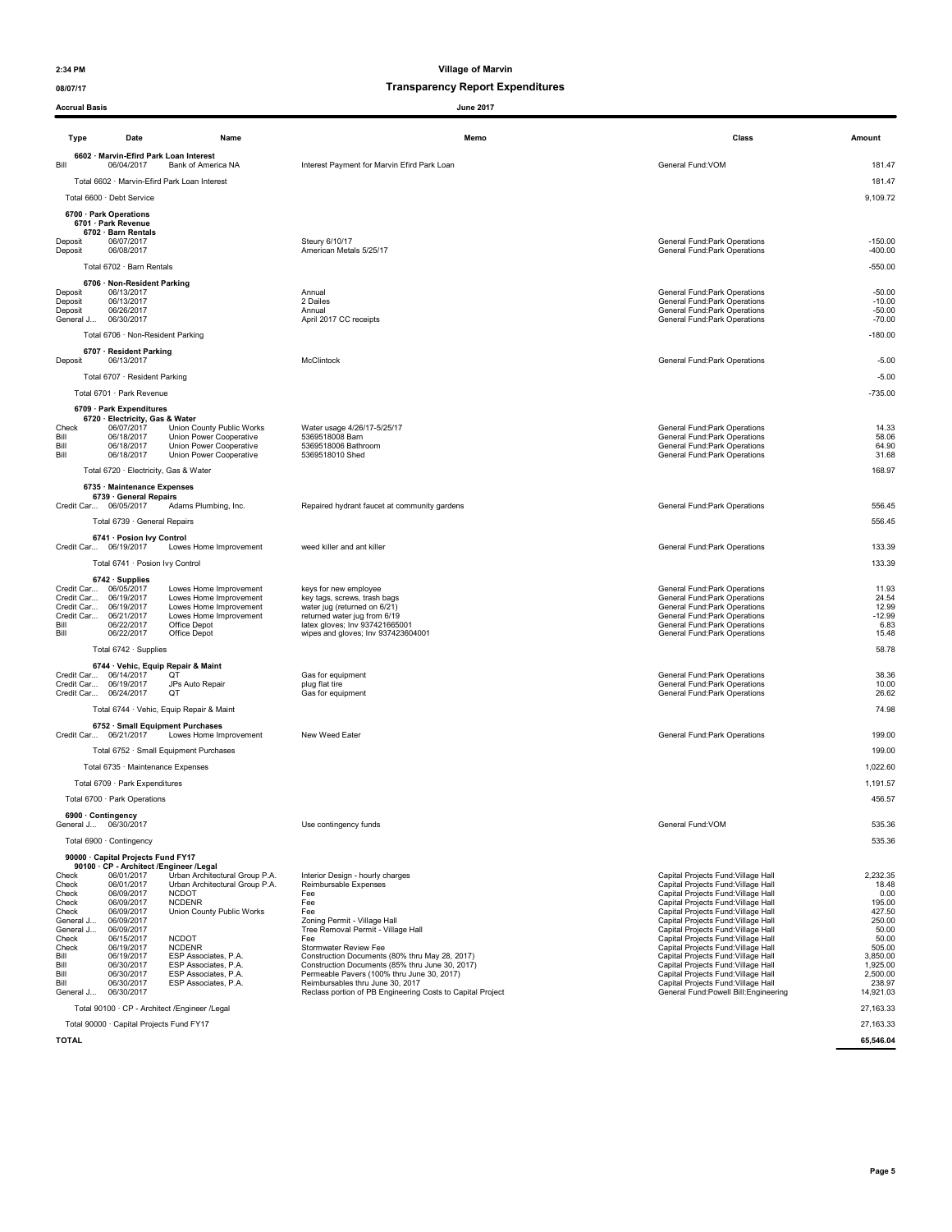**2:34 PM** **Village of Marvin**

**08/07/17** **Transparency Report Expenditures**

**Accrual Basis** **June 2017**

| Type | Date | Name | Memo | Class | Amount |
|---|---|---|---|---|---|
| **6602 · Marvin-Efird Park Loan Interest** | | | | | |
| Bill | 06/04/2017 | Bank of America NA | Interest Payment for Marvin Efird Park Loan | General Fund:VOM | 181.47 |
| Total 6602 · Marvin-Efird Park Loan Interest | | | | | 181.47 |
| Total 6600 · Debt Service | | | | | 9,109.72 |
| **6700 · Park Operations** | | | | | |
| **6701 · Park Revenue** | | | | | |
| **6702 · Barn Rentals** | | | | | |
| Deposit | 06/07/2017 | | Steury 6/10/17 | General Fund:Park Operations | -150.00 |
| Deposit | 06/08/2017 | | American Metals 5/25/17 | General Fund:Park Operations | -400.00 |
| Total 6702 · Barn Rentals | | | | | -550.00 |
| **6706 · Non-Resident Parking** | | | | | |
| Deposit | 06/13/2017 | | Annual | General Fund:Park Operations | -50.00 |
| Deposit | 06/13/2017 | | 2 Dailes | General Fund:Park Operations | -10.00 |
| Deposit | 06/26/2017 | | Annual | General Fund:Park Operations | -50.00 |
| General J... | 06/30/2017 | | April 2017 CC receipts | General Fund:Park Operations | -70.00 |
| Total 6706 · Non-Resident Parking | | | | | -180.00 |
| **6707 · Resident Parking** | | | | | |
| Deposit | 06/13/2017 | | McClintock | General Fund:Park Operations | -5.00 |
| Total 6707 · Resident Parking | | | | | -5.00 |
| Total 6701 · Park Revenue | | | | | -735.00 |
| **6709 · Park Expenditures** | | | | | |
| **6720 · Electricity, Gas & Water** | | | | | |
| Check | 06/07/2017 | Union County Public Works | Water usage 4/26/17-5/25/17 | General Fund:Park Operations | 14.33 |
| Bill | 06/18/2017 | Union Power Cooperative | 5369518008 Barn | General Fund:Park Operations | 58.06 |
| Bill | 06/18/2017 | Union Power Cooperative | 5369518006 Bathroom | General Fund:Park Operations | 64.90 |
| Bill | 06/18/2017 | Union Power Cooperative | 5369518010 Shed | General Fund:Park Operations | 31.68 |
| Total 6720 · Electricity, Gas & Water | | | | | 168.97 |
| **6735 · Maintenance Expenses** | | | | | |
| **6739 · General Repairs** | | | | | |
| Credit Car... | 06/05/2017 | Adams Plumbing, Inc. | Repaired hydrant faucet at community gardens | General Fund:Park Operations | 556.45 |
| Total 6739 · General Repairs | | | | | 556.45 |
| **6741 · Posion Ivy Control** | | | | | |
| Credit Car... | 06/19/2017 | Lowes Home Improvement | weed killer and ant killer | General Fund:Park Operations | 133.39 |
| Total 6741 · Posion Ivy Control | | | | | 133.39 |
| **6742 · Supplies** | | | | | |
| Credit Car... | 06/05/2017 | Lowes Home Improvement | keys for new employee | General Fund:Park Operations | 11.93 |
| Credit Car... | 06/19/2017 | Lowes Home Improvement | key tags, screws, trash bags | General Fund:Park Operations | 24.54 |
| Credit Car... | 06/19/2017 | Lowes Home Improvement | water jug (returned on 6/21) | General Fund:Park Operations | 12.99 |
| Credit Car... | 06/21/2017 | Lowes Home Improvement | returned water jug from 6/19 | General Fund:Park Operations | -12.99 |
| Bill | 06/22/2017 | Office Depot | latex gloves; Inv 937421665001 | General Fund:Park Operations | 6.83 |
| Bill | 06/22/2017 | Office Depot | wipes and gloves; Inv 937423604001 | General Fund:Park Operations | 15.48 |
| Total 6742 · Supplies | | | | | 58.78 |
| **6744 · Vehic, Equip Repair & Maint** | | | | | |
| Credit Car... | 06/14/2017 | QT | Gas for equipment | General Fund:Park Operations | 38.36 |
| Credit Car... | 06/19/2017 | JPs Auto Repair | plug flat tire | General Fund:Park Operations | 10.00 |
| Credit Car... | 06/24/2017 | QT | Gas for equipment | General Fund:Park Operations | 26.62 |
| Total 6744 · Vehic, Equip Repair & Maint | | | | | 74.98 |
| **6752 · Small Equipment Purchases** | | | | | |
| Credit Car... | 06/21/2017 | Lowes Home Improvement | New Weed Eater | General Fund:Park Operations | 199.00 |
| Total 6752 · Small Equipment Purchases | | | | | 199.00 |
| Total 6735 · Maintenance Expenses | | | | | 1,022.60 |
| Total 6709 · Park Expenditures | | | | | 1,191.57 |
| Total 6700 · Park Operations | | | | | 456.57 |
| **6900 · Contingency** | | | | | |
| General J... | 06/30/2017 | | Use contingency funds | General Fund:VOM | 535.36 |
| Total 6900 · Contingency | | | | | 535.36 |
| **90000 · Capital Projects Fund FY17** | | | | | |
| **90100 · CP - Architect /Engineer /Legal** | | | | | |
| Check | 06/01/2017 | Urban Architectural Group P.A. | Interior Design - hourly charges | Capital Projects Fund:Village Hall | 2,232.35 |
| Check | 06/01/2017 | Urban Architectural Group P.A. | Reimbursable Expenses | Capital Projects Fund:Village Hall | 18.48 |
| Check | 06/09/2017 | NCDOT | Fee | Capital Projects Fund:Village Hall | 0.00 |
| Check | 06/09/2017 | NCDENR | Fee | Capital Projects Fund:Village Hall | 195.00 |
| Check | 06/09/2017 | Union County Public Works | Fee | Capital Projects Fund:Village Hall | 427.50 |
| General J... | 06/09/2017 | | Zoning Permit - Village Hall | Capital Projects Fund:Village Hall | 250.00 |
| General J... | 06/09/2017 | | Tree Removal Permit - Village Hall | Capital Projects Fund:Village Hall | 50.00 |
| Check | 06/15/2017 | NCDOT | Fee | Capital Projects Fund:Village Hall | 50.00 |
| Check | 06/19/2017 | NCDENR | Stormwater Review Fee | Capital Projects Fund:Village Hall | 505.00 |
| Bill | 06/19/2017 | ESP Associates, P.A. | Construction Documents (80% thru May 28, 2017) | Capital Projects Fund:Village Hall | 3,850.00 |
| Bill | 06/30/2017 | ESP Associates, P.A. | Construction Documents (85% thru June 30, 2017) | Capital Projects Fund:Village Hall | 1,925.00 |
| Bill | 06/30/2017 | ESP Associates, P.A. | Permeable Pavers (100% thru June 30, 2017) | Capital Projects Fund:Village Hall | 2,500.00 |
| Bill | 06/30/2017 | ESP Associates, P.A. | Reimbursables thru June 30, 2017 | Capital Projects Fund:Village Hall | 238.97 |
| General J... | 06/30/2017 | | Reclass portion of PB Engineering Costs to Capital Project | General Fund:Powell Bill:Engineering | 14,921.03 |
| Total 90100 · CP - Architect /Engineer /Legal | | | | | 27,163.33 |
| Total 90000 · Capital Projects Fund FY17 | | | | | 27,163.33 |
| **TOTAL** | | | | | **65,546.04** |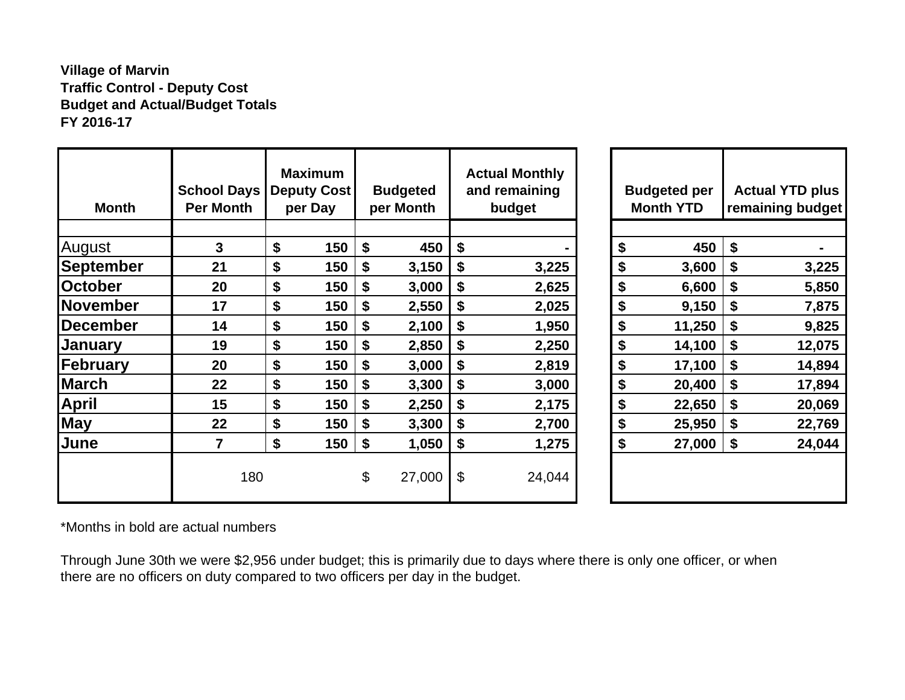**Village of Marvin**
**Traffic Control - Deputy Cost**
**Budget and Actual/Budget Totals**
**FY 2016-17**

| Month | School Days Per Month | Maximum Deputy Cost per Day | Budgeted per Month | Actual Monthly and remaining budget | Budgeted per Month YTD | Actual YTD plus remaining budget |
|---|---|---|---|---|---|---|
| | | | | | | |
| August | 3 | $ 150 | $ 450 | $ - | $ 450 | $ - |
| **September** | 21 | $ 150 | $ 3,150 | $ 3,225 | $ 3,600 | $ 3,225 |
| **October** | 20 | $ 150 | $ 3,000 | $ 2,625 | $ 6,600 | $ 5,850 |
| **November** | 17 | $ 150 | $ 2,550 | $ 2,025 | $ 9,150 | $ 7,875 |
| **December** | 14 | $ 150 | $ 2,100 | $ 1,950 | $ 11,250 | $ 9,825 |
| **January** | 19 | $ 150 | $ 2,850 | $ 2,250 | $ 14,100 | $ 12,075 |
| **February** | 20 | $ 150 | $ 3,000 | $ 2,819 | $ 17,100 | $ 14,894 |
| **March** | 22 | $ 150 | $ 3,300 | $ 3,000 | $ 20,400 | $ 17,894 |
| **April** | 15 | $ 150 | $ 2,250 | $ 2,175 | $ 22,650 | $ 20,069 |
| **May** | 22 | $ 150 | $ 3,300 | $ 2,700 | $ 25,950 | $ 22,769 |
| **June** | 7 | $ 150 | $ 1,050 | $ 1,275 | $ 27,000 | $ 24,044 |
| | 180 | | $ 27,000 | $ 24,044 | | |

*Months in bold are actual numbers

Through June 30th we were $2,956 under budget; this is primarily due to days where there is only one officer, or when there are no officers on duty compared to two officers per day in the budget.